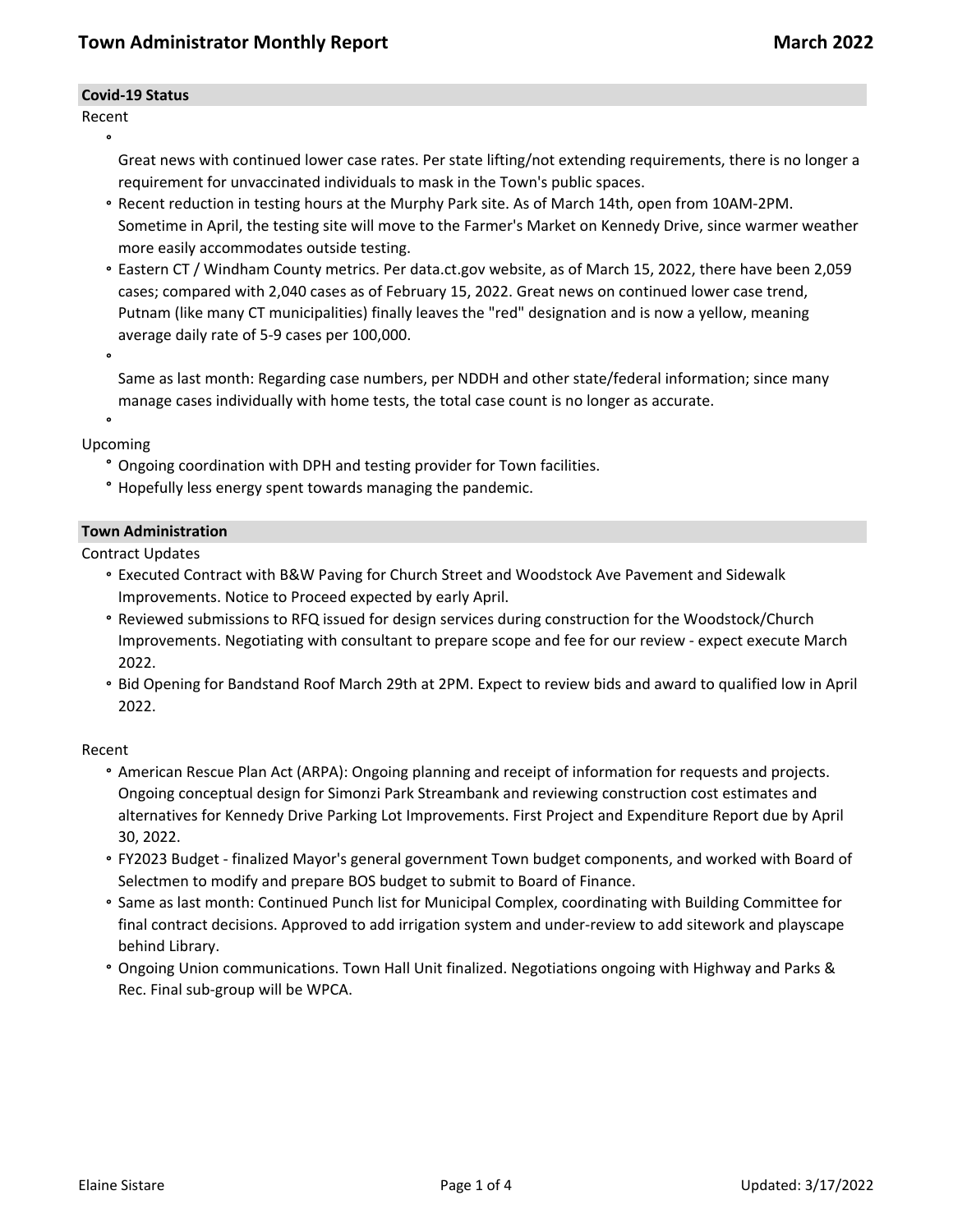# Town Administrator Monthly Report

**March 2022**

## Covid-19 Status

Recent

- Great news with continued lower case rates. Per state lifting/not extending requirements, there is no longer a requirement for unvaccinated individuals to mask in the Town's public spaces.
- Recent reduction in testing hours at the Murphy Park site. As of March 14th, open from 10AM-2PM. Sometime in April, the testing site will move to the Farmer's Market on Kennedy Drive, since warmer weather more easily accommodates outside testing.
- Eastern CT / Windham County metrics. Per data.ct.gov website, as of March 15, 2022, there have been 2,059 cases; compared with 2,040 cases as of February 15, 2022. Great news on continued lower case trend, Putnam (like many CT municipalities) finally leaves the "red" designation and is now a yellow, meaning average daily rate of 5-9 cases per 100,000.
- Same as last month: Regarding case numbers, per NDDH and other state/federal information; since many manage cases individually with home tests, the total case count is no longer as accurate.

Upcoming

- Ongoing coordination with DPH and testing provider for Town facilities.
- Hopefully less energy spent towards managing the pandemic.

## Town Administration

Contract Updates

- Executed Contract with B&W Paving for Church Street and Woodstock Ave Pavement and Sidewalk Improvements. Notice to Proceed expected by early April.
- Reviewed submissions to RFQ issued for design services during construction for the Woodstock/Church Improvements. Negotiating with consultant to prepare scope and fee for our review - expect execute March 2022.
- Bid Opening for Bandstand Roof March 29th at 2PM. Expect to review bids and award to qualified low in April 2022.

Recent

- American Rescue Plan Act (ARPA): Ongoing planning and receipt of information for requests and projects. Ongoing conceptual design for Simonzi Park Streambank and reviewing construction cost estimates and alternatives for Kennedy Drive Parking Lot Improvements. First Project and Expenditure Report due by April 30, 2022.
- FY2023 Budget - finalized Mayor's general government Town budget components, and worked with Board of Selectmen to modify and prepare BOS budget to submit to Board of Finance.
- Same as last month: Continued Punch list for Municipal Complex, coordinating with Building Committee for final contract decisions. Approved to add irrigation system and under-review to add sitework and playscape behind Library.
- Ongoing Union communications. Town Hall Unit finalized. Negotiations ongoing with Highway and Parks & Rec. Final sub-group will be WPCA.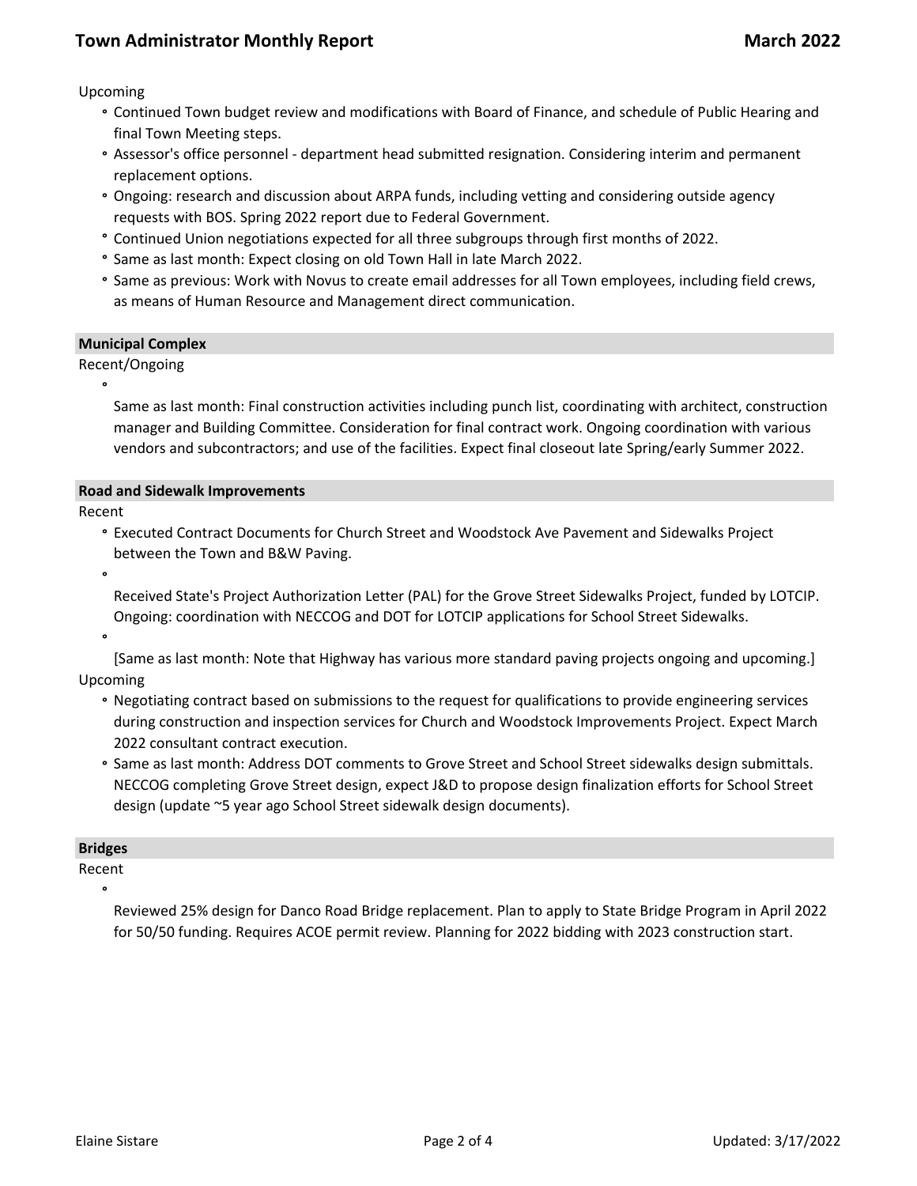Upcoming

- Continued Town budget review and modifications with Board of Finance, and schedule of Public Hearing and final Town Meeting steps.
- Assessor's office personnel - department head submitted resignation. Considering interim and permanent replacement options.
- Ongoing: research and discussion about ARPA funds, including vetting and considering outside agency requests with BOS. Spring 2022 report due to Federal Government.
- Continued Union negotiations expected for all three subgroups through first months of 2022.
- Same as last month: Expect closing on old Town Hall in late March 2022.
- Same as previous: Work with Novus to create email addresses for all Town employees, including field crews, as means of Human Resource and Management direct communication.

## Municipal Complex

Recent/Ongoing

- Same as last month: Final construction activities including punch list, coordinating with architect, construction manager and Building Committee. Consideration for final contract work. Ongoing coordination with various vendors and subcontractors; and use of the facilities. Expect final closeout late Spring/early Summer 2022.

## Road and Sidewalk Improvements

Recent

- Executed Contract Documents for Church Street and Woodstock Ave Pavement and Sidewalks Project between the Town and B&W Paving.
- Received State's Project Authorization Letter (PAL) for the Grove Street Sidewalks Project, funded by LOTCIP. Ongoing: coordination with NECCOG and DOT for LOTCIP applications for School Street Sidewalks.
- [Same as last month: Note that Highway has various more standard paving projects ongoing and upcoming.]

Upcoming

- Negotiating contract based on submissions to the request for qualifications to provide engineering services during construction and inspection services for Church and Woodstock Improvements Project. Expect March 2022 consultant contract execution.
- Same as last month: Address DOT comments to Grove Street and School Street sidewalks design submittals. NECCOG completing Grove Street design, expect J&D to propose design finalization efforts for School Street design (update ~5 year ago School Street sidewalk design documents).

## Bridges

Recent

- Reviewed 25% design for Danco Road Bridge replacement. Plan to apply to State Bridge Program in April 2022 for 50/50 funding. Requires ACOE permit review. Planning for 2022 bidding with 2023 construction start.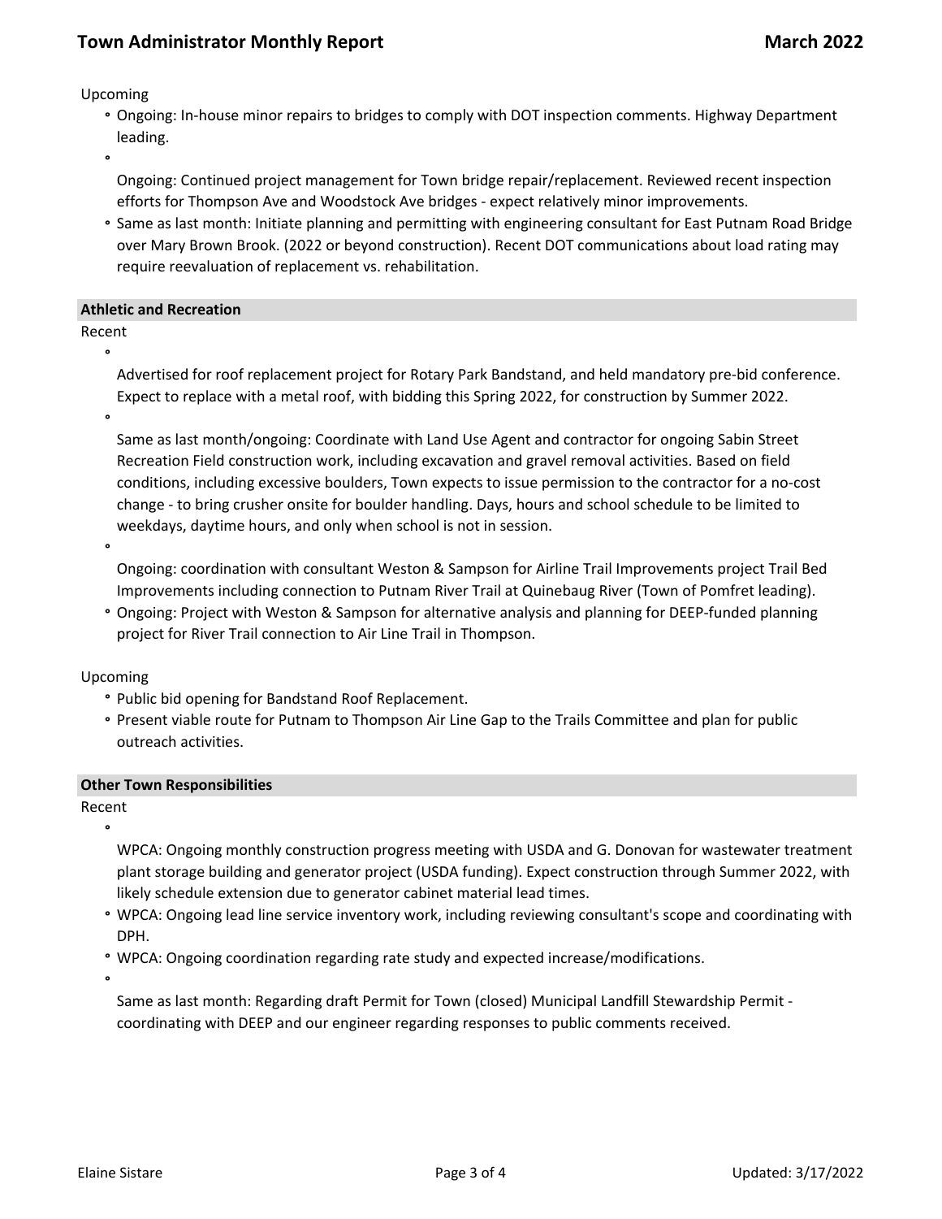Upcoming

- Ongoing: In-house minor repairs to bridges to comply with DOT inspection comments. Highway Department leading.
- Ongoing: Continued project management for Town bridge repair/replacement. Reviewed recent inspection efforts for Thompson Ave and Woodstock Ave bridges - expect relatively minor improvements.
- Same as last month: Initiate planning and permitting with engineering consultant for East Putnam Road Bridge over Mary Brown Brook. (2022 or beyond construction). Recent DOT communications about load rating may require reevaluation of replacement vs. rehabilitation.

## Athletic and Recreation

Recent

- Advertised for roof replacement project for Rotary Park Bandstand, and held mandatory pre-bid conference. Expect to replace with a metal roof, with bidding this Spring 2022, for construction by Summer 2022.
- Same as last month/ongoing: Coordinate with Land Use Agent and contractor for ongoing Sabin Street Recreation Field construction work, including excavation and gravel removal activities. Based on field conditions, including excessive boulders, Town expects to issue permission to the contractor for a no-cost change - to bring crusher onsite for boulder handling. Days, hours and school schedule to be limited to weekdays, daytime hours, and only when school is not in session.
- Ongoing: coordination with consultant Weston & Sampson for Airline Trail Improvements project Trail Bed Improvements including connection to Putnam River Trail at Quinebaug River (Town of Pomfret leading).
- Ongoing: Project with Weston & Sampson for alternative analysis and planning for DEEP-funded planning project for River Trail connection to Air Line Trail in Thompson.

Upcoming

- Public bid opening for Bandstand Roof Replacement.
- Present viable route for Putnam to Thompson Air Line Gap to the Trails Committee and plan for public outreach activities.

## Other Town Responsibilities

Recent

- WPCA: Ongoing monthly construction progress meeting with USDA and G. Donovan for wastewater treatment plant storage building and generator project (USDA funding). Expect construction through Summer 2022, with likely schedule extension due to generator cabinet material lead times.
- WPCA: Ongoing lead line service inventory work, including reviewing consultant's scope and coordinating with DPH.
- WPCA: Ongoing coordination regarding rate study and expected increase/modifications.
- Same as last month: Regarding draft Permit for Town (closed) Municipal Landfill Stewardship Permit - coordinating with DEEP and our engineer regarding responses to public comments received.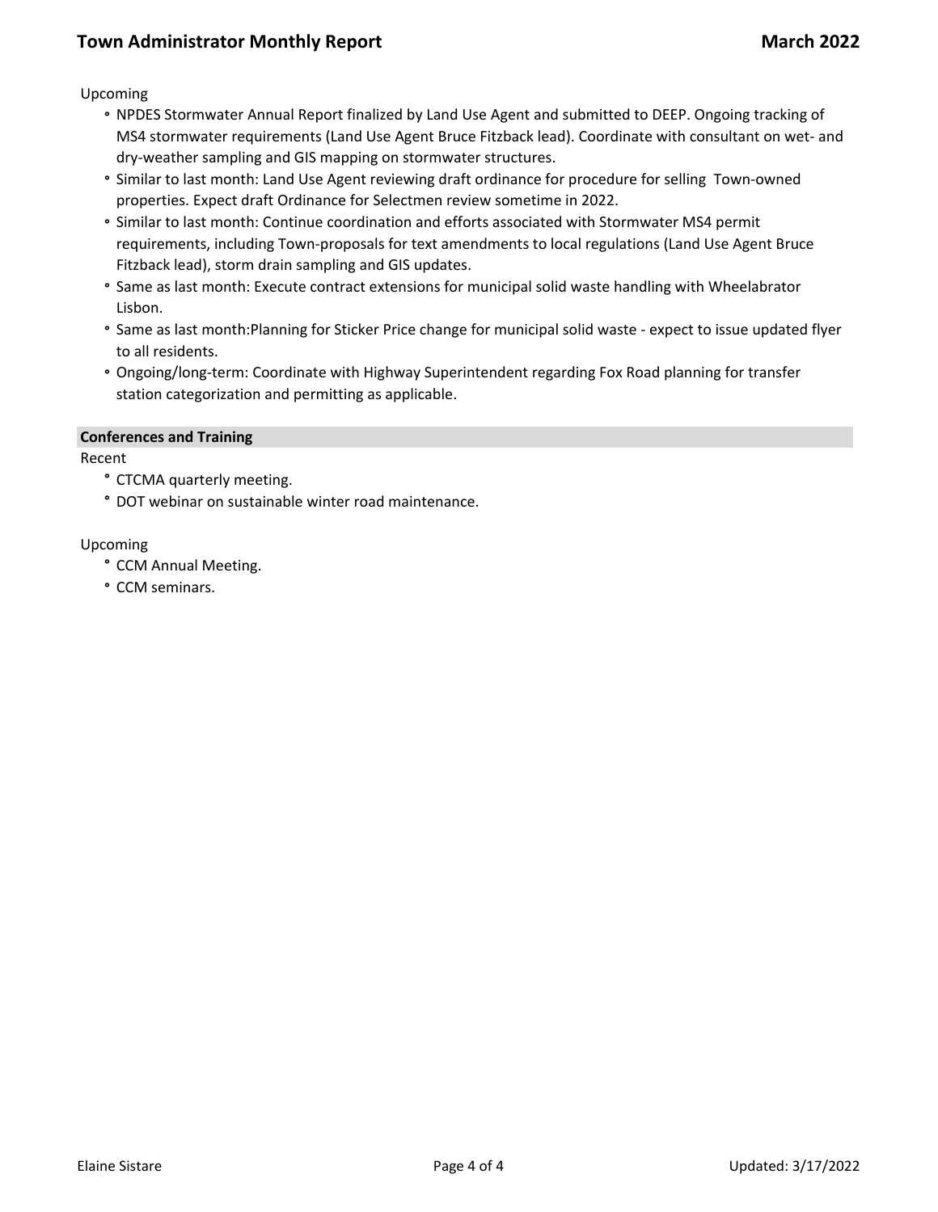Upcoming

- NPDES Stormwater Annual Report finalized by Land Use Agent and submitted to DEEP. Ongoing tracking of MS4 stormwater requirements (Land Use Agent Bruce Fitzback lead). Coordinate with consultant on wet- and dry-weather sampling and GIS mapping on stormwater structures.
- Similar to last month: Land Use Agent reviewing draft ordinance for procedure for selling Town-owned properties. Expect draft Ordinance for Selectmen review sometime in 2022.
- Similar to last month: Continue coordination and efforts associated with Stormwater MS4 permit requirements, including Town-proposals for text amendments to local regulations (Land Use Agent Bruce Fitzback lead), storm drain sampling and GIS updates.
- Same as last month: Execute contract extensions for municipal solid waste handling with Wheelabrator Lisbon.
- Same as last month:Planning for Sticker Price change for municipal solid waste - expect to issue updated flyer to all residents.
- Ongoing/long-term: Coordinate with Highway Superintendent regarding Fox Road planning for transfer station categorization and permitting as applicable.

### Conferences and Training

Recent

- CTCMA quarterly meeting.
- DOT webinar on sustainable winter road maintenance.

Upcoming

- CCM Annual Meeting.
- CCM seminars.